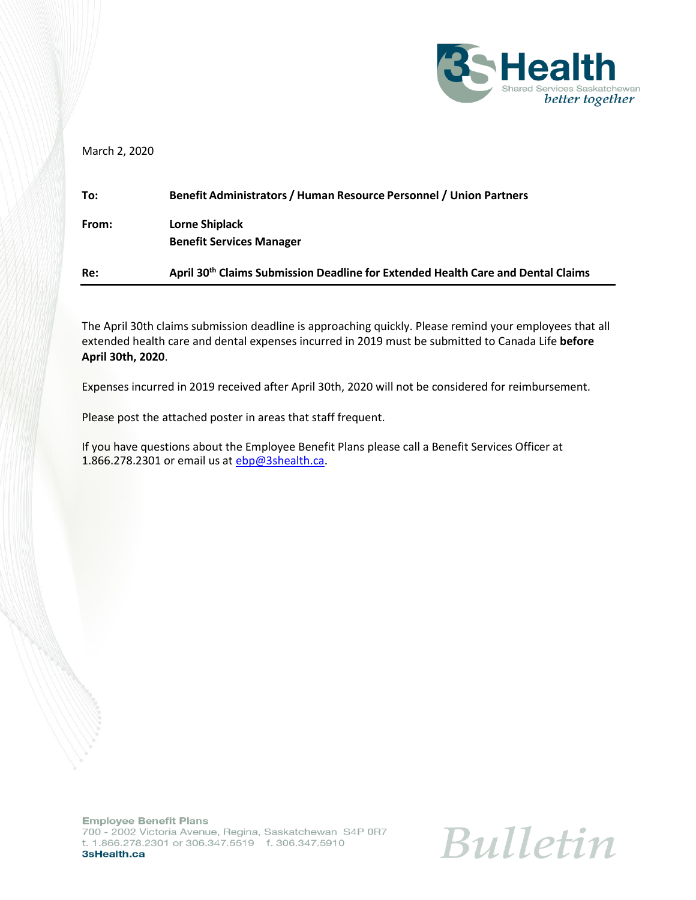March 2, 2020

| | |
|---|---|
| **To:** | **Benefit Administrators / Human Resource Personnel / Union Partners** |
| **From:** | **Lorne Shiplack**<br>**Benefit Services Manager** |
| **Re:** | **April 30th Claims Submission Deadline for Extended Health Care and Dental Claims** |

The April 30th claims submission deadline is approaching quickly. Please remind your employees that all extended health care and dental expenses incurred in 2019 must be submitted to Canada Life **before April 30th, 2020**.

Expenses incurred in 2019 received after April 30th, 2020 will not be considered for reimbursement.

Please post the attached poster in areas that staff frequent.

If you have questions about the Employee Benefit Plans please call a Benefit Services Officer at 1.866.278.2301 or email us at ebp@3shealth.ca.

**Employee Benefit Plans**
700 - 2002 Victoria Avenue, Regina, Saskatchewan S4P 0R7
t. 1.866.278.2301 or 306.347.5519 f. 306.347.5910
**3sHealth.ca**

*Bulletin*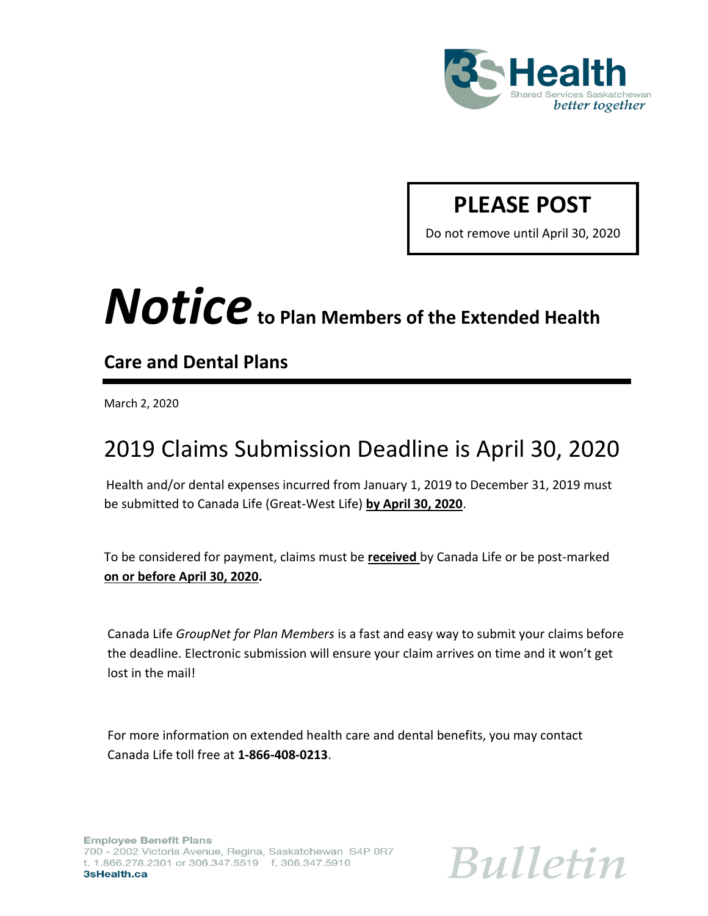**PLEASE POST**

Do not remove until April 30, 2020

# *Notice* to Plan Members of the Extended Health Care and Dental Plans

March 2, 2020

## 2019 Claims Submission Deadline is April 30, 2020

Health and/or dental expenses incurred from January 1, 2019 to December 31, 2019 must be submitted to Canada Life (Great-West Life) **by April 30, 2020**.

To be considered for payment, claims must be **received** by Canada Life or be post-marked **on or before April 30, 2020.**

Canada Life *GroupNet for Plan Members* is a fast and easy way to submit your claims before the deadline. Electronic submission will ensure your claim arrives on time and it won't get lost in the mail!

For more information on extended health care and dental benefits, you may contact Canada Life toll free at **1-866-408-0213**.

**Employee Benefit Plans**
700 - 2002 Victoria Avenue, Regina, Saskatchewan S4P 0R7
t. 1.866.278.2301 or 306.347.5519 f. 306.347.5910
**3sHealth.ca**

*Bulletin*